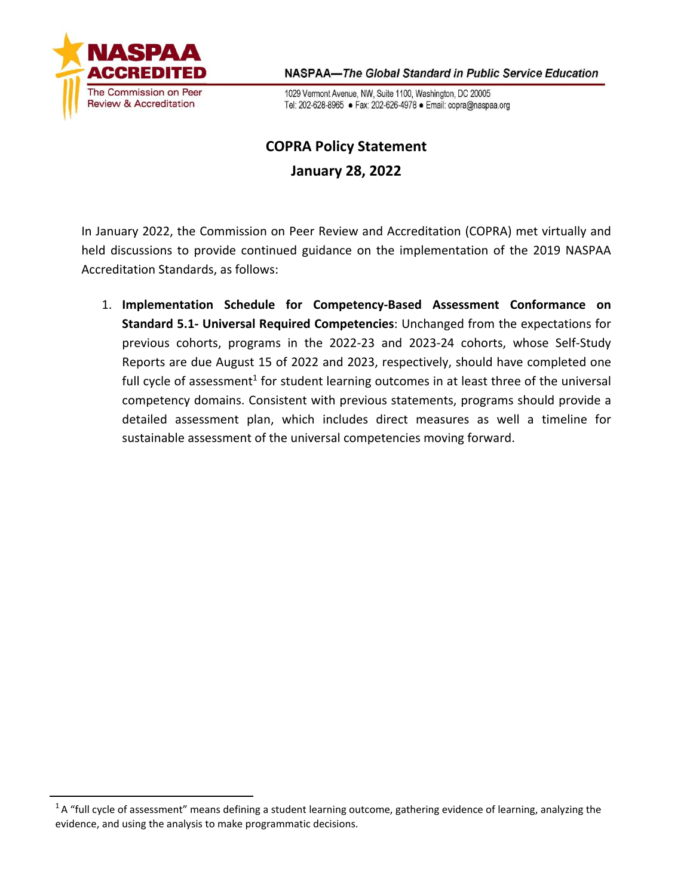NASPAA ACCREDITED
The Commission on Peer Review & Accreditation

NASPAA—*The Global Standard in Public Service Education*

1029 Vermont Avenue, NW, Suite 1100, Washington, DC 20005
Tel: 202-628-8965 ● Fax: 202-626-4978 ● Email: copra@naspaa.org

# COPRA Policy Statement

## January 28, 2022

In January 2022, the Commission on Peer Review and Accreditation (COPRA) met virtually and held discussions to provide continued guidance on the implementation of the 2019 NASPAA Accreditation Standards, as follows:

1. **Implementation Schedule for Competency-Based Assessment Conformance on Standard 5.1- Universal Required Competencies**: Unchanged from the expectations for previous cohorts, programs in the 2022-23 and 2023-24 cohorts, whose Self-Study Reports are due August 15 of 2022 and 2023, respectively, should have completed one full cycle of assessment[1] for student learning outcomes in at least three of the universal competency domains. Consistent with previous statements, programs should provide a detailed assessment plan, which includes direct measures as well a timeline for sustainable assessment of the universal competencies moving forward.

[1] A "full cycle of assessment" means defining a student learning outcome, gathering evidence of learning, analyzing the evidence, and using the analysis to make programmatic decisions.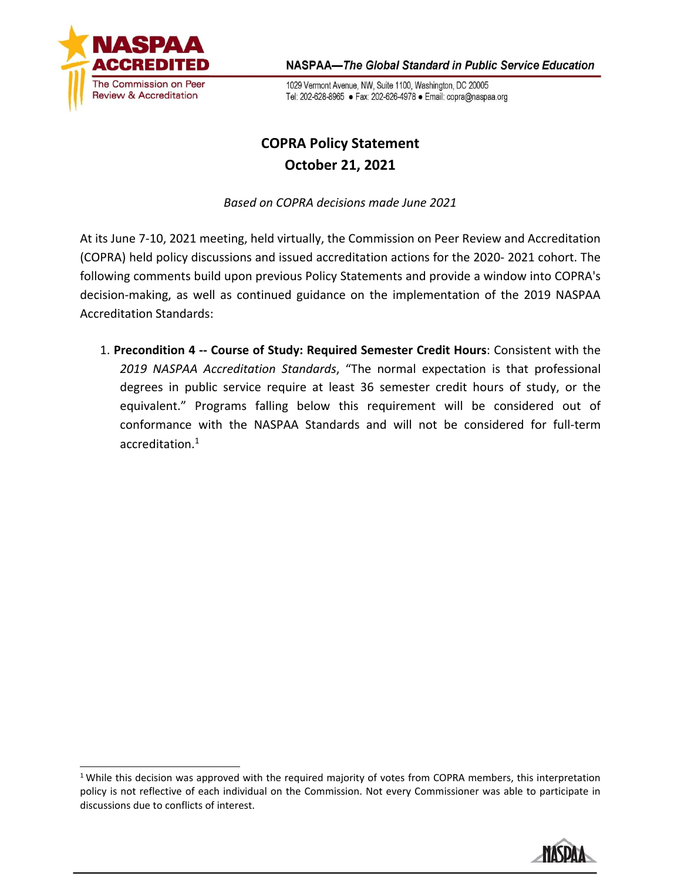# COPRA Policy Statement
## October 21, 2021

*Based on COPRA decisions made June 2021*

At its June 7-10, 2021 meeting, held virtually, the Commission on Peer Review and Accreditation (COPRA) held policy discussions and issued accreditation actions for the 2020- 2021 cohort. The following comments build upon previous Policy Statements and provide a window into COPRA's decision-making, as well as continued guidance on the implementation of the 2019 NASPAA Accreditation Standards:

1. **Precondition 4 -- Course of Study: Required Semester Credit Hours**: Consistent with the *2019 NASPAA Accreditation Standards*, "The normal expectation is that professional degrees in public service require at least 36 semester credit hours of study, or the equivalent." Programs falling below this requirement will be considered out of conformance with the NASPAA Standards and will not be considered for full-term accreditation.[1]

[1] While this decision was approved with the required majority of votes from COPRA members, this interpretation policy is not reflective of each individual on the Commission. Not every Commissioner was able to participate in discussions due to conflicts of interest.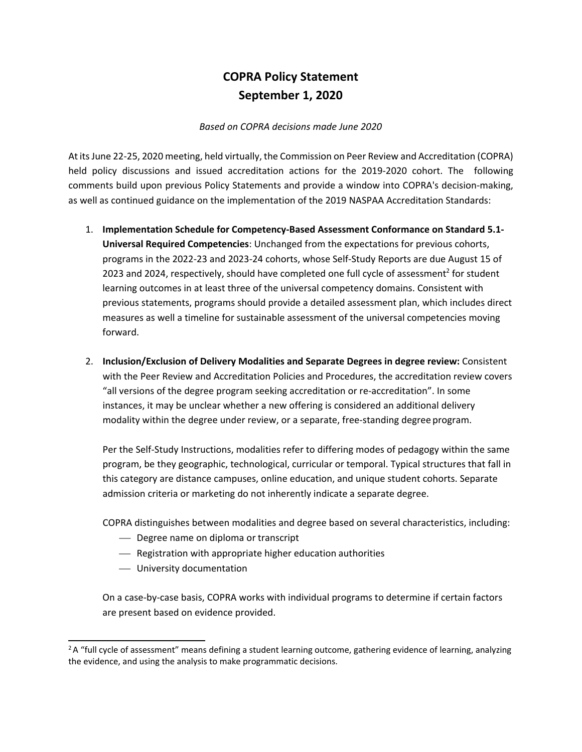# COPRA Policy Statement
# September 1, 2020

*Based on COPRA decisions made June 2020*

At its June 22-25, 2020 meeting, held virtually, the Commission on Peer Review and Accreditation (COPRA) held policy discussions and issued accreditation actions for the 2019-2020 cohort. The following comments build upon previous Policy Statements and provide a window into COPRA's decision-making, as well as continued guidance on the implementation of the 2019 NASPAA Accreditation Standards:

1. **Implementation Schedule for Competency-Based Assessment Conformance on Standard 5.1- Universal Required Competencies**: Unchanged from the expectations for previous cohorts, programs in the 2022-23 and 2023-24 cohorts, whose Self-Study Reports are due August 15 of 2023 and 2024, respectively, should have completed one full cycle of assessment[2] for student learning outcomes in at least three of the universal competency domains. Consistent with previous statements, programs should provide a detailed assessment plan, which includes direct measures as well a timeline for sustainable assessment of the universal competencies moving forward.

2. **Inclusion/Exclusion of Delivery Modalities and Separate Degrees in degree review:** Consistent with the Peer Review and Accreditation Policies and Procedures, the accreditation review covers "all versions of the degree program seeking accreditation or re-accreditation". In some instances, it may be unclear whether a new offering is considered an additional delivery modality within the degree under review, or a separate, free-standing degree program.

   Per the Self-Study Instructions, modalities refer to differing modes of pedagogy within the same program, be they geographic, technological, curricular or temporal. Typical structures that fall in this category are distance campuses, online education, and unique student cohorts. Separate admission criteria or marketing do not inherently indicate a separate degree.

   COPRA distinguishes between modalities and degree based on several characteristics, including:
   - Degree name on diploma or transcript
   - Registration with appropriate higher education authorities
   - University documentation

   On a case-by-case basis, COPRA works with individual programs to determine if certain factors are present based on evidence provided.

---

[2] A "full cycle of assessment" means defining a student learning outcome, gathering evidence of learning, analyzing the evidence, and using the analysis to make programmatic decisions.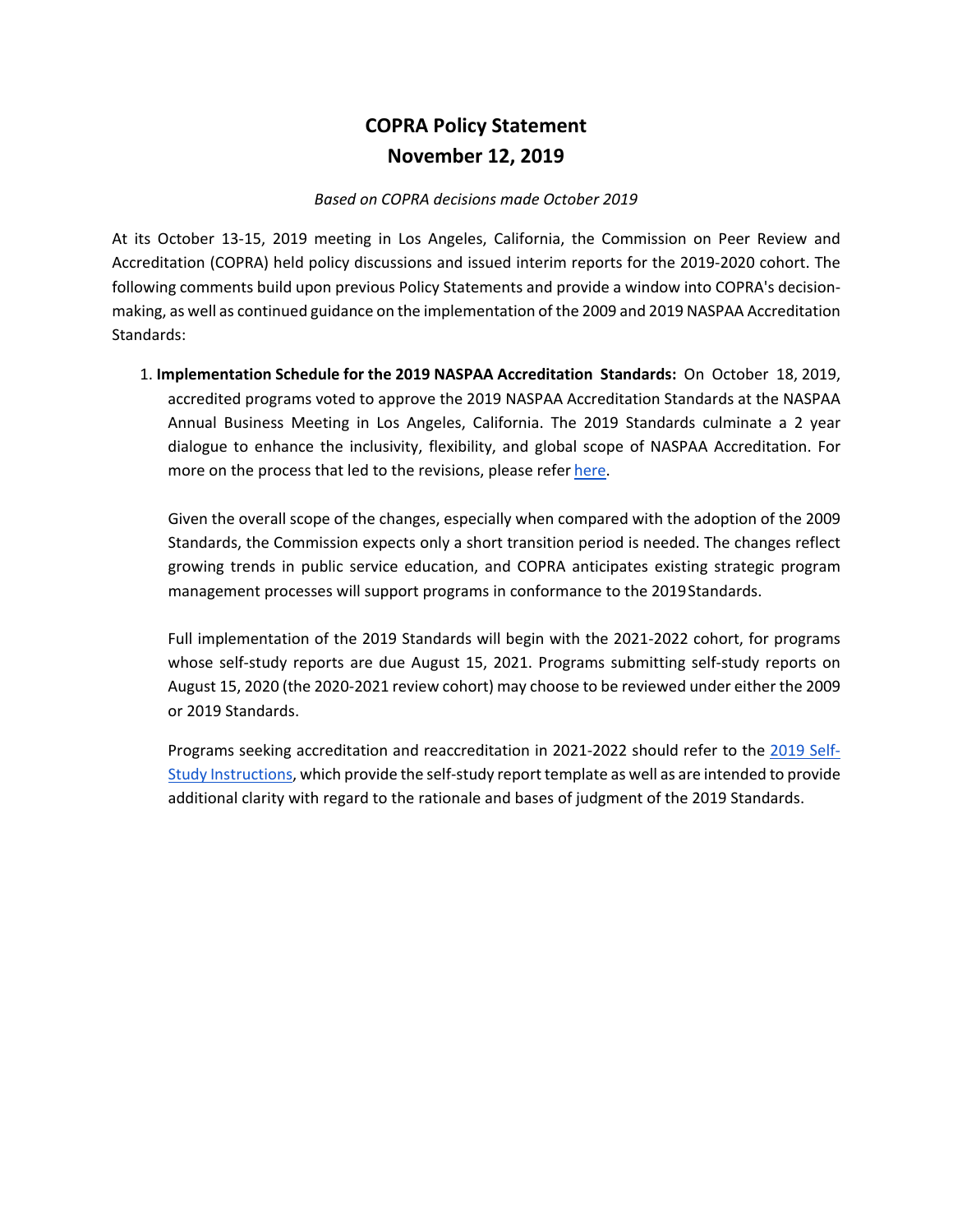# COPRA Policy Statement
# November 12, 2019

*Based on COPRA decisions made October 2019*

At its October 13-15, 2019 meeting in Los Angeles, California, the Commission on Peer Review and Accreditation (COPRA) held policy discussions and issued interim reports for the 2019-2020 cohort. The following comments build upon previous Policy Statements and provide a window into COPRA's decision-making, as well as continued guidance on the implementation of the 2009 and 2019 NASPAA Accreditation Standards:

1. **Implementation Schedule for the 2019 NASPAA Accreditation Standards:** On October 18, 2019, accredited programs voted to approve the 2019 NASPAA Accreditation Standards at the NASPAA Annual Business Meeting in Los Angeles, California. The 2019 Standards culminate a 2 year dialogue to enhance the inclusivity, flexibility, and global scope of NASPAA Accreditation. For more on the process that led to the revisions, please refer here.

   Given the overall scope of the changes, especially when compared with the adoption of the 2009 Standards, the Commission expects only a short transition period is needed. The changes reflect growing trends in public service education, and COPRA anticipates existing strategic program management processes will support programs in conformance to the 2019 Standards.

   Full implementation of the 2019 Standards will begin with the 2021-2022 cohort, for programs whose self-study reports are due August 15, 2021. Programs submitting self-study reports on August 15, 2020 (the 2020-2021 review cohort) may choose to be reviewed under either the 2009 or 2019 Standards.

   Programs seeking accreditation and reaccreditation in 2021-2022 should refer to the 2019 Self-Study Instructions, which provide the self-study report template as well as are intended to provide additional clarity with regard to the rationale and bases of judgment of the 2019 Standards.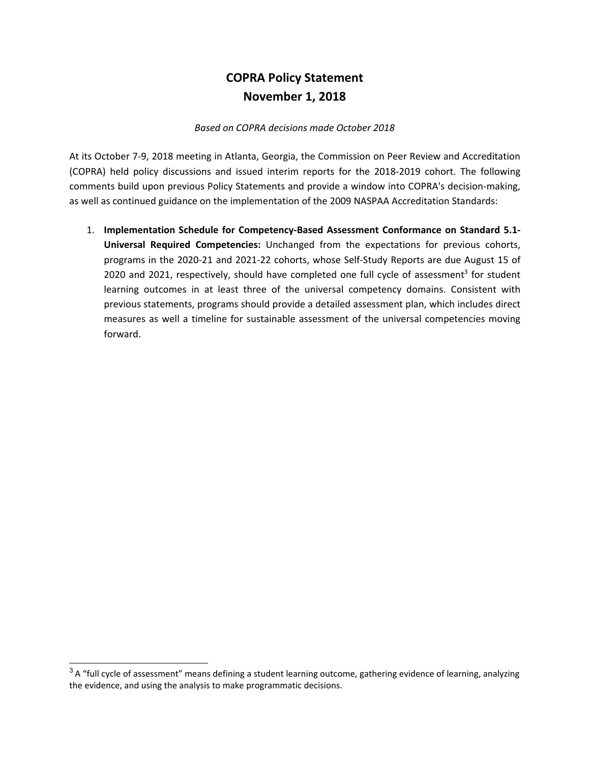# COPRA Policy Statement
# November 1, 2018

*Based on COPRA decisions made October 2018*

At its October 7-9, 2018 meeting in Atlanta, Georgia, the Commission on Peer Review and Accreditation (COPRA) held policy discussions and issued interim reports for the 2018-2019 cohort. The following comments build upon previous Policy Statements and provide a window into COPRA's decision-making, as well as continued guidance on the implementation of the 2009 NASPAA Accreditation Standards:

1. **Implementation Schedule for Competency-Based Assessment Conformance on Standard 5.1- Universal Required Competencies:** Unchanged from the expectations for previous cohorts, programs in the 2020-21 and 2021-22 cohorts, whose Self-Study Reports are due August 15 of 2020 and 2021, respectively, should have completed one full cycle of assessment[3] for student learning outcomes in at least three of the universal competency domains. Consistent with previous statements, programs should provide a detailed assessment plan, which includes direct measures as well a timeline for sustainable assessment of the universal competencies moving forward.

---

[3] A "full cycle of assessment" means defining a student learning outcome, gathering evidence of learning, analyzing the evidence, and using the analysis to make programmatic decisions.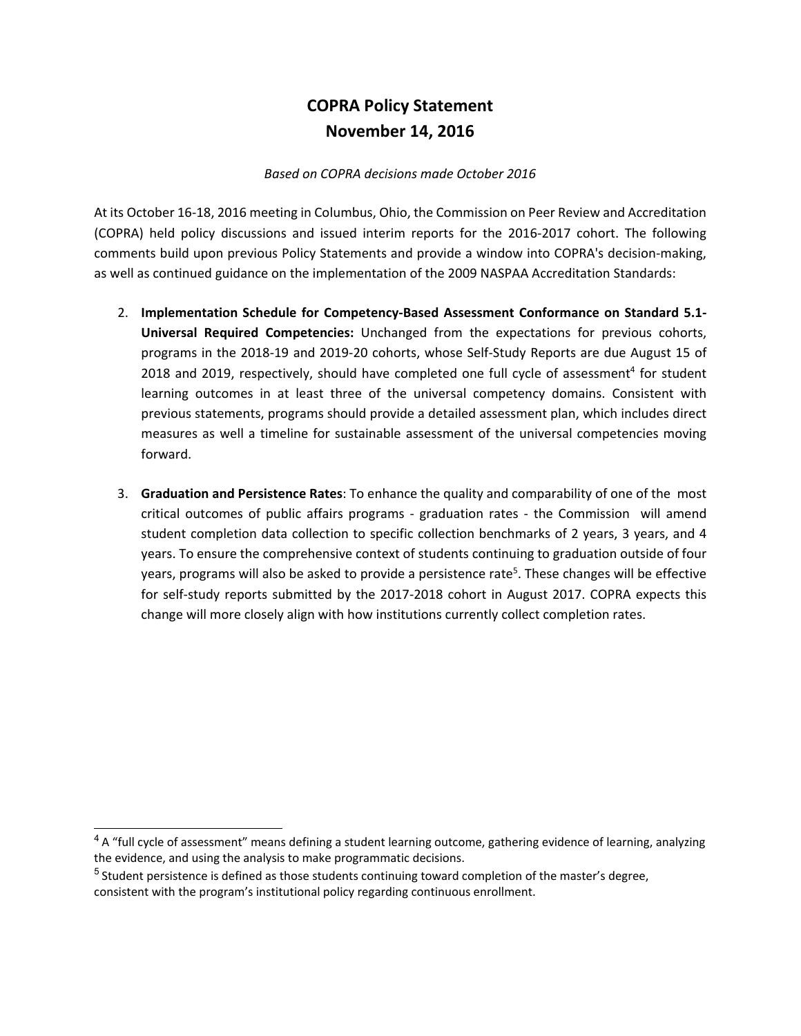# COPRA Policy Statement
# November 14, 2016

*Based on COPRA decisions made October 2016*

At its October 16-18, 2016 meeting in Columbus, Ohio, the Commission on Peer Review and Accreditation (COPRA) held policy discussions and issued interim reports for the 2016-2017 cohort. The following comments build upon previous Policy Statements and provide a window into COPRA's decision-making, as well as continued guidance on the implementation of the 2009 NASPAA Accreditation Standards:

2. **Implementation Schedule for Competency-Based Assessment Conformance on Standard 5.1-Universal Required Competencies:** Unchanged from the expectations for previous cohorts, programs in the 2018-19 and 2019-20 cohorts, whose Self-Study Reports are due August 15 of 2018 and 2019, respectively, should have completed one full cycle of assessment[4] for student learning outcomes in at least three of the universal competency domains. Consistent with previous statements, programs should provide a detailed assessment plan, which includes direct measures as well a timeline for sustainable assessment of the universal competencies moving forward.

3. **Graduation and Persistence Rates**: To enhance the quality and comparability of one of the most critical outcomes of public affairs programs - graduation rates - the Commission will amend student completion data collection to specific collection benchmarks of 2 years, 3 years, and 4 years. To ensure the comprehensive context of students continuing to graduation outside of four years, programs will also be asked to provide a persistence rate[5]. These changes will be effective for self-study reports submitted by the 2017-2018 cohort in August 2017. COPRA expects this change will more closely align with how institutions currently collect completion rates.

---

[4] A "full cycle of assessment" means defining a student learning outcome, gathering evidence of learning, analyzing the evidence, and using the analysis to make programmatic decisions.

[5] Student persistence is defined as those students continuing toward completion of the master's degree, consistent with the program's institutional policy regarding continuous enrollment.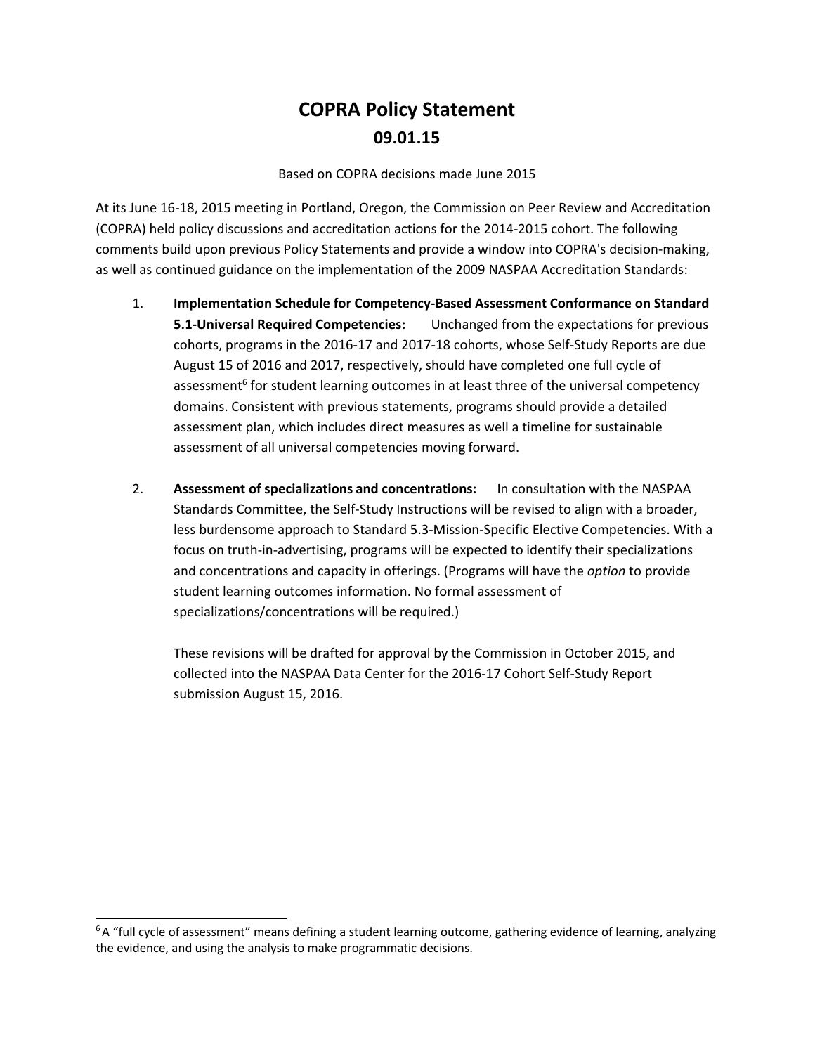# COPRA Policy Statement

## 09.01.15

Based on COPRA decisions made June 2015

At its June 16-18, 2015 meeting in Portland, Oregon, the Commission on Peer Review and Accreditation (COPRA) held policy discussions and accreditation actions for the 2014-2015 cohort. The following comments build upon previous Policy Statements and provide a window into COPRA's decision-making, as well as continued guidance on the implementation of the 2009 NASPAA Accreditation Standards:

1. **Implementation Schedule for Competency-Based Assessment Conformance on Standard 5.1-Universal Required Competencies:** Unchanged from the expectations for previous cohorts, programs in the 2016-17 and 2017-18 cohorts, whose Self-Study Reports are due August 15 of 2016 and 2017, respectively, should have completed one full cycle of assessment[6] for student learning outcomes in at least three of the universal competency domains. Consistent with previous statements, programs should provide a detailed assessment plan, which includes direct measures as well a timeline for sustainable assessment of all universal competencies moving forward.

2. **Assessment of specializations and concentrations:** In consultation with the NASPAA Standards Committee, the Self-Study Instructions will be revised to align with a broader, less burdensome approach to Standard 5.3-Mission-Specific Elective Competencies. With a focus on truth-in-advertising, programs will be expected to identify their specializations and concentrations and capacity in offerings. (Programs will have the *option* to provide student learning outcomes information. No formal assessment of specializations/concentrations will be required.)

   These revisions will be drafted for approval by the Commission in October 2015, and collected into the NASPAA Data Center for the 2016-17 Cohort Self-Study Report submission August 15, 2016.

---

[6] A "full cycle of assessment" means defining a student learning outcome, gathering evidence of learning, analyzing the evidence, and using the analysis to make programmatic decisions.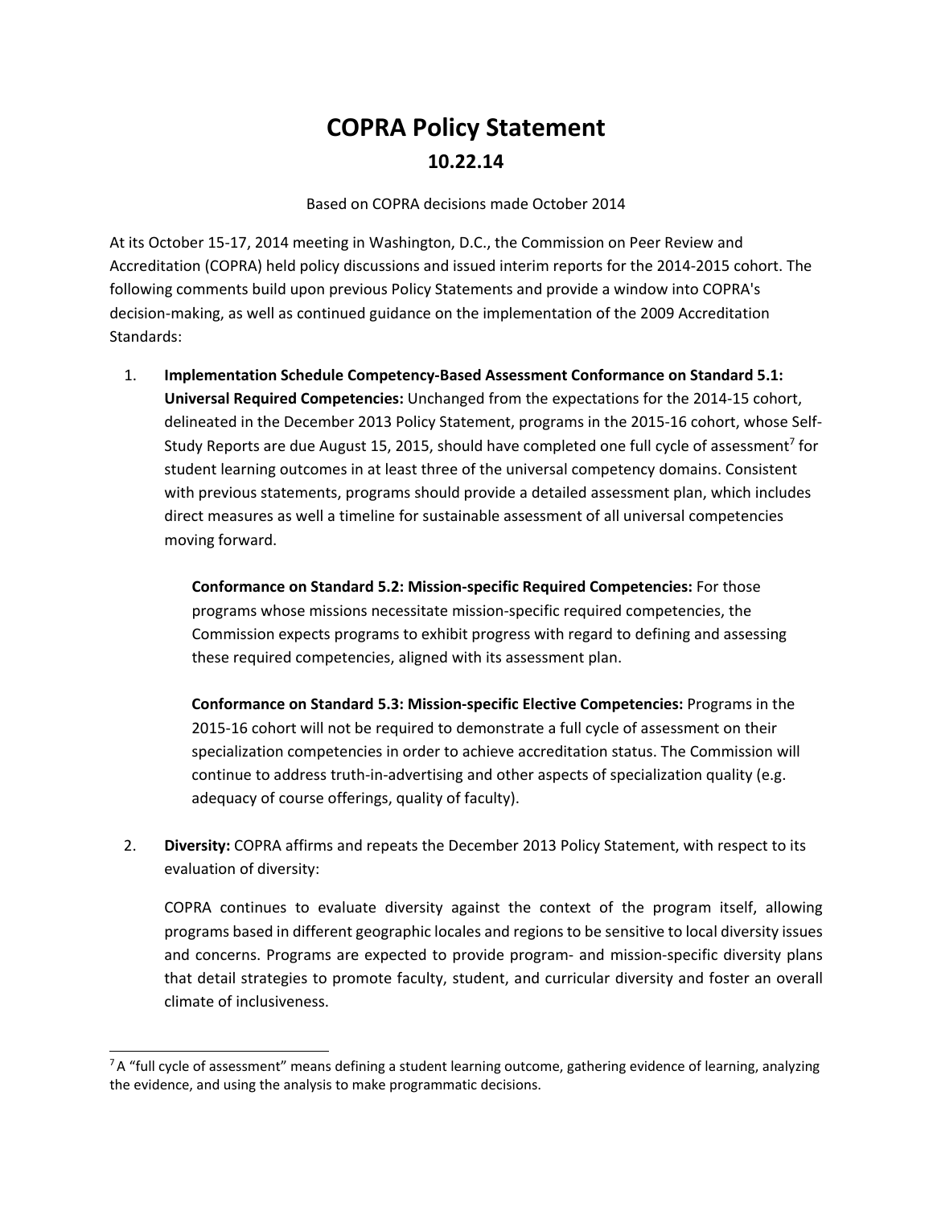# COPRA Policy Statement

## 10.22.14

Based on COPRA decisions made October 2014

At its October 15-17, 2014 meeting in Washington, D.C., the Commission on Peer Review and Accreditation (COPRA) held policy discussions and issued interim reports for the 2014-2015 cohort. The following comments build upon previous Policy Statements and provide a window into COPRA's decision-making, as well as continued guidance on the implementation of the 2009 Accreditation Standards:

1. **Implementation Schedule Competency-Based Assessment Conformance on Standard 5.1: Universal Required Competencies:** Unchanged from the expectations for the 2014-15 cohort, delineated in the December 2013 Policy Statement, programs in the 2015-16 cohort, whose Self-Study Reports are due August 15, 2015, should have completed one full cycle of assessment[7] for student learning outcomes in at least three of the universal competency domains. Consistent with previous statements, programs should provide a detailed assessment plan, which includes direct measures as well a timeline for sustainable assessment of all universal competencies moving forward.

   **Conformance on Standard 5.2: Mission-specific Required Competencies:** For those programs whose missions necessitate mission-specific required competencies, the Commission expects programs to exhibit progress with regard to defining and assessing these required competencies, aligned with its assessment plan.

   **Conformance on Standard 5.3: Mission-specific Elective Competencies:** Programs in the 2015-16 cohort will not be required to demonstrate a full cycle of assessment on their specialization competencies in order to achieve accreditation status. The Commission will continue to address truth-in-advertising and other aspects of specialization quality (e.g. adequacy of course offerings, quality of faculty).

2. **Diversity:** COPRA affirms and repeats the December 2013 Policy Statement, with respect to its evaluation of diversity:

   COPRA continues to evaluate diversity against the context of the program itself, allowing programs based in different geographic locales and regions to be sensitive to local diversity issues and concerns. Programs are expected to provide program- and mission-specific diversity plans that detail strategies to promote faculty, student, and curricular diversity and foster an overall climate of inclusiveness.

---

[7] A "full cycle of assessment" means defining a student learning outcome, gathering evidence of learning, analyzing the evidence, and using the analysis to make programmatic decisions.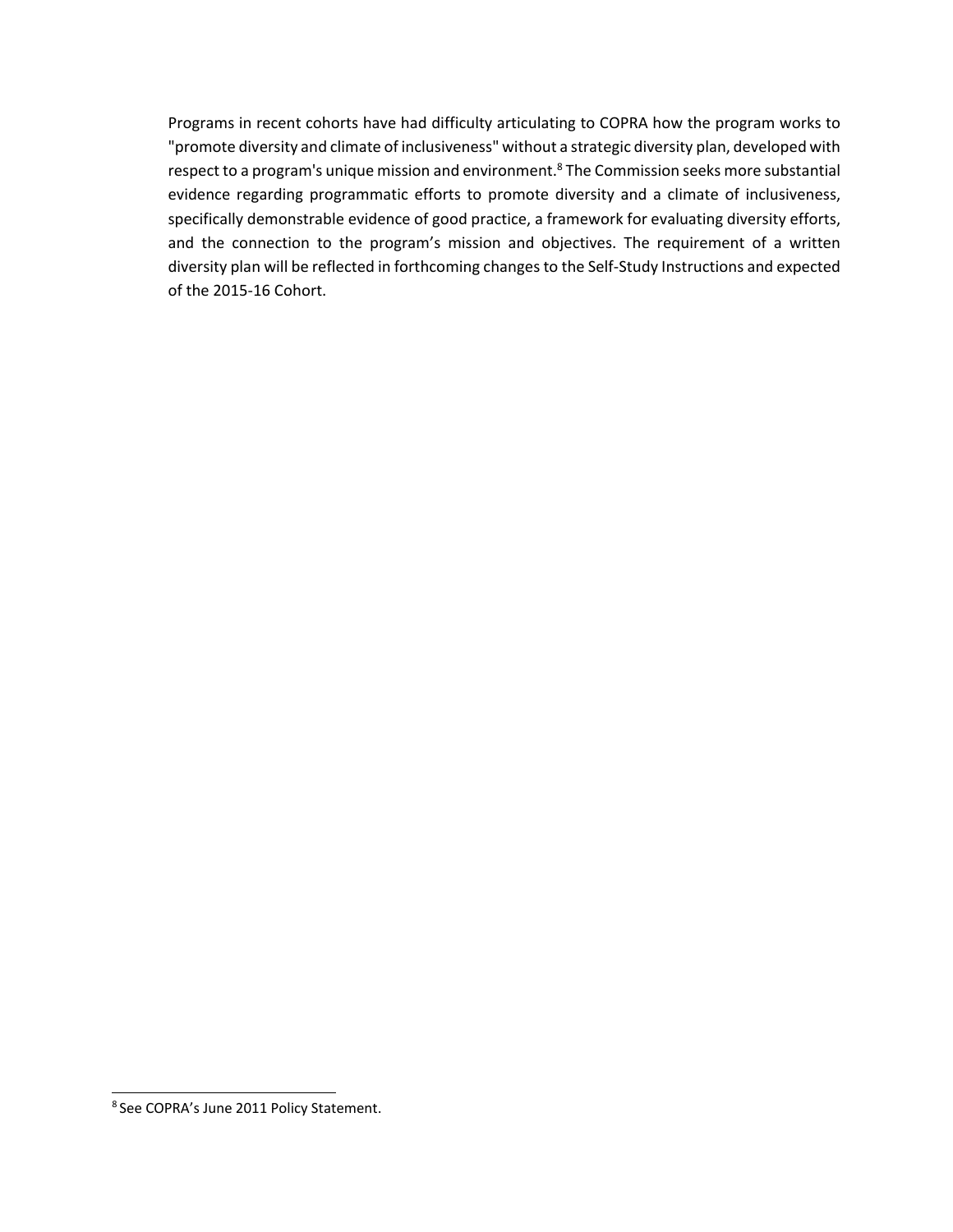Programs in recent cohorts have had difficulty articulating to COPRA how the program works to "promote diversity and climate of inclusiveness" without a strategic diversity plan, developed with respect to a program's unique mission and environment.[8] The Commission seeks more substantial evidence regarding programmatic efforts to promote diversity and a climate of inclusiveness, specifically demonstrable evidence of good practice, a framework for evaluating diversity efforts, and the connection to the program's mission and objectives. The requirement of a written diversity plan will be reflected in forthcoming changes to the Self-Study Instructions and expected of the 2015-16 Cohort.

[8] See COPRA's June 2011 Policy Statement.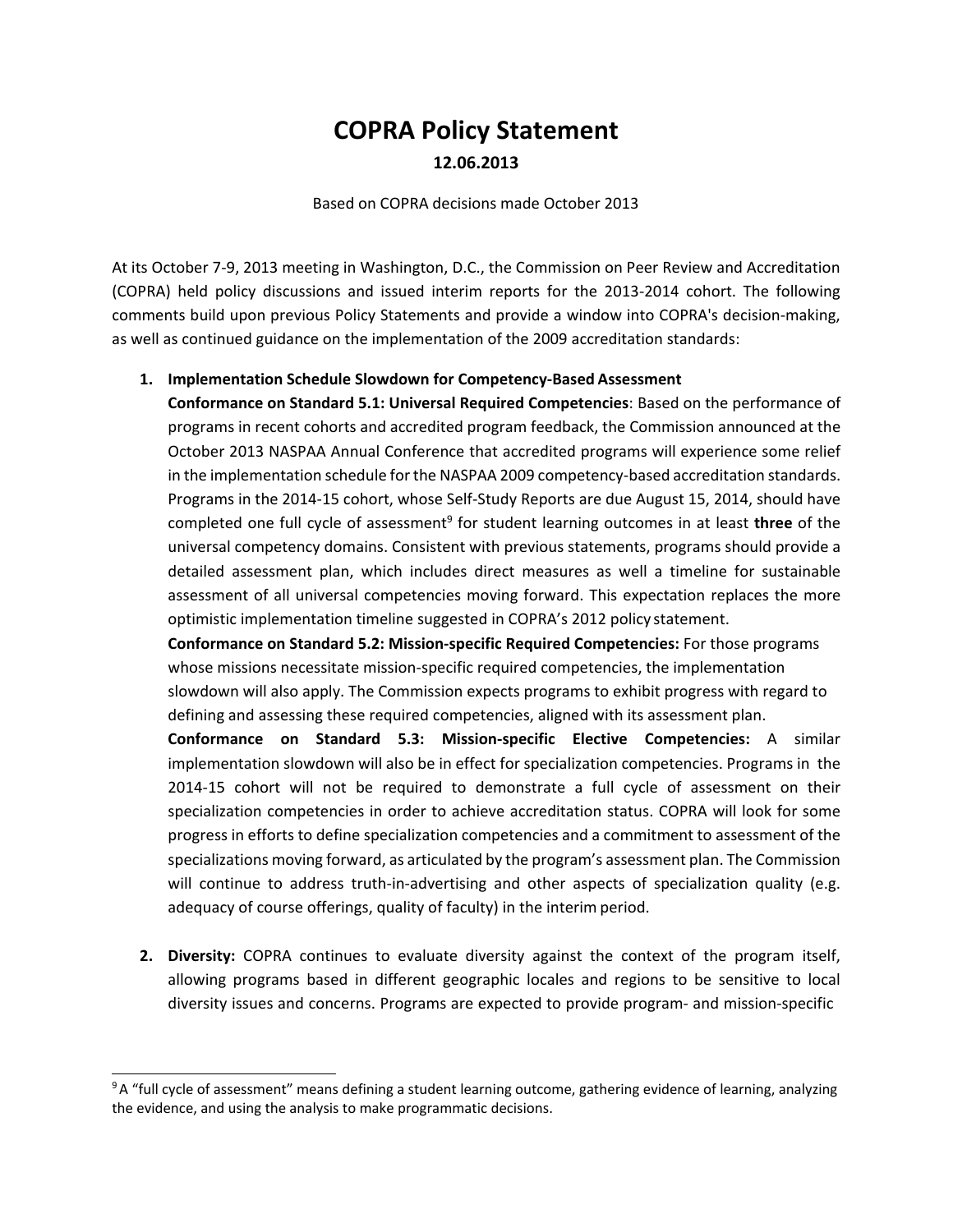# COPRA Policy Statement

**12.06.2013**

Based on COPRA decisions made October 2013

At its October 7-9, 2013 meeting in Washington, D.C., the Commission on Peer Review and Accreditation (COPRA) held policy discussions and issued interim reports for the 2013-2014 cohort. The following comments build upon previous Policy Statements and provide a window into COPRA's decision-making, as well as continued guidance on the implementation of the 2009 accreditation standards:

1. **Implementation Schedule Slowdown for Competency-Based Assessment**
   **Conformance on Standard 5.1: Universal Required Competencies**: Based on the performance of programs in recent cohorts and accredited program feedback, the Commission announced at the October 2013 NASPAA Annual Conference that accredited programs will experience some relief in the implementation schedule for the NASPAA 2009 competency-based accreditation standards. Programs in the 2014-15 cohort, whose Self-Study Reports are due August 15, 2014, should have completed one full cycle of assessment[9] for student learning outcomes in at least **three** of the universal competency domains. Consistent with previous statements, programs should provide a detailed assessment plan, which includes direct measures as well a timeline for sustainable assessment of all universal competencies moving forward. This expectation replaces the more optimistic implementation timeline suggested in COPRA's 2012 policy statement.
   **Conformance on Standard 5.2: Mission-specific Required Competencies:** For those programs whose missions necessitate mission-specific required competencies, the implementation slowdown will also apply. The Commission expects programs to exhibit progress with regard to defining and assessing these required competencies, aligned with its assessment plan.
   **Conformance on Standard 5.3: Mission-specific Elective Competencies:** A similar implementation slowdown will also be in effect for specialization competencies. Programs in the 2014-15 cohort will not be required to demonstrate a full cycle of assessment on their specialization competencies in order to achieve accreditation status. COPRA will look for some progress in efforts to define specialization competencies and a commitment to assessment of the specializations moving forward, as articulated by the program's assessment plan. The Commission will continue to address truth-in-advertising and other aspects of specialization quality (e.g. adequacy of course offerings, quality of faculty) in the interim period.

2. **Diversity:** COPRA continues to evaluate diversity against the context of the program itself, allowing programs based in different geographic locales and regions to be sensitive to local diversity issues and concerns. Programs are expected to provide program- and mission-specific

---

[9] A "full cycle of assessment" means defining a student learning outcome, gathering evidence of learning, analyzing the evidence, and using the analysis to make programmatic decisions.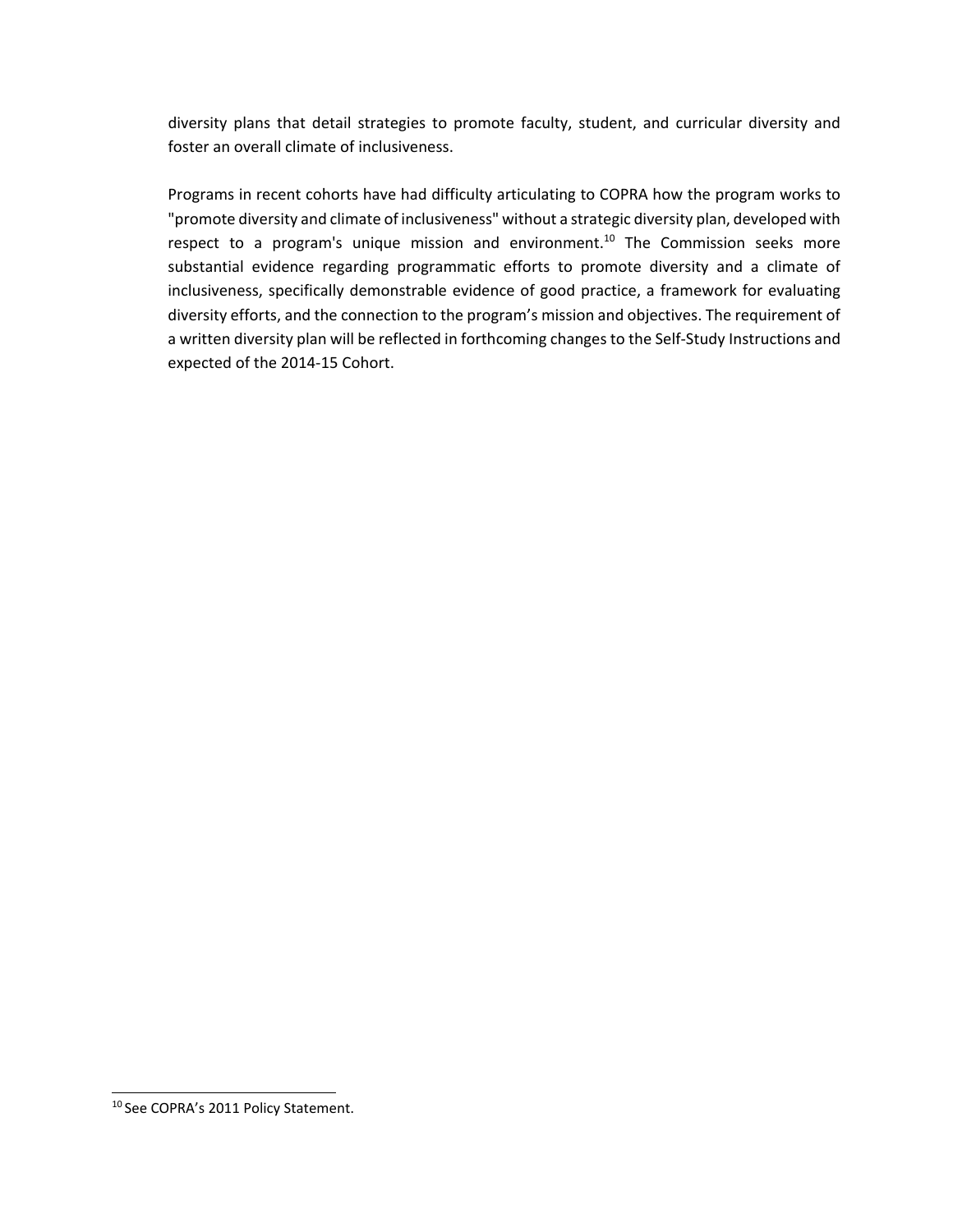diversity plans that detail strategies to promote faculty, student, and curricular diversity and foster an overall climate of inclusiveness.

Programs in recent cohorts have had difficulty articulating to COPRA how the program works to "promote diversity and climate of inclusiveness" without a strategic diversity plan, developed with respect to a program's unique mission and environment.[10] The Commission seeks more substantial evidence regarding programmatic efforts to promote diversity and a climate of inclusiveness, specifically demonstrable evidence of good practice, a framework for evaluating diversity efforts, and the connection to the program's mission and objectives. The requirement of a written diversity plan will be reflected in forthcoming changes to the Self-Study Instructions and expected of the 2014-15 Cohort.

[10] See COPRA's 2011 Policy Statement.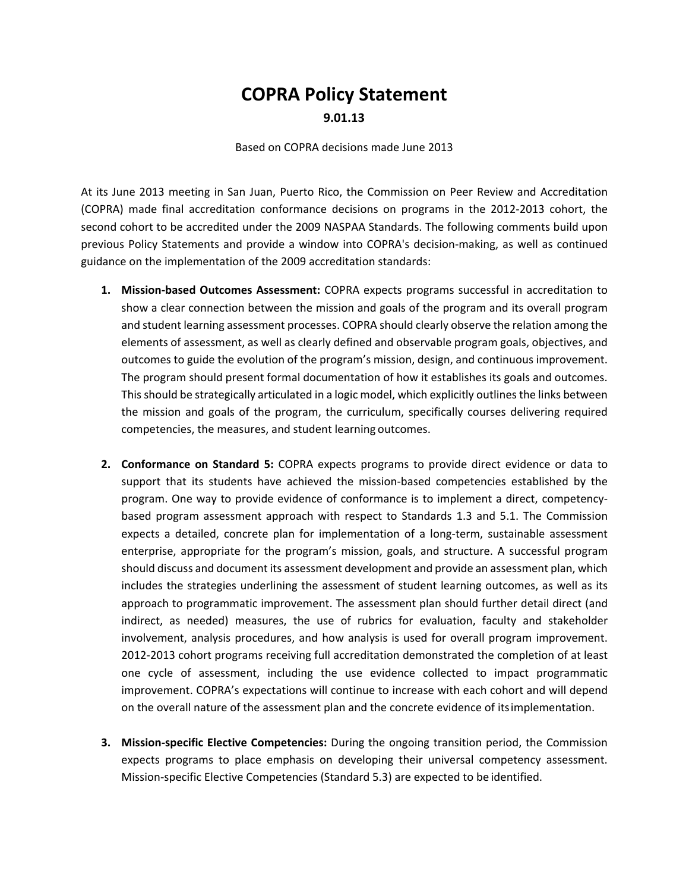# COPRA Policy Statement

**9.01.13**

Based on COPRA decisions made June 2013

At its June 2013 meeting in San Juan, Puerto Rico, the Commission on Peer Review and Accreditation (COPRA) made final accreditation conformance decisions on programs in the 2012-2013 cohort, the second cohort to be accredited under the 2009 NASPAA Standards. The following comments build upon previous Policy Statements and provide a window into COPRA's decision-making, as well as continued guidance on the implementation of the 2009 accreditation standards:

1. **Mission-based Outcomes Assessment:** COPRA expects programs successful in accreditation to show a clear connection between the mission and goals of the program and its overall program and student learning assessment processes. COPRA should clearly observe the relation among the elements of assessment, as well as clearly defined and observable program goals, objectives, and outcomes to guide the evolution of the program's mission, design, and continuous improvement. The program should present formal documentation of how it establishes its goals and outcomes. This should be strategically articulated in a logic model, which explicitly outlines the links between the mission and goals of the program, the curriculum, specifically courses delivering required competencies, the measures, and student learning outcomes.

2. **Conformance on Standard 5:** COPRA expects programs to provide direct evidence or data to support that its students have achieved the mission-based competencies established by the program. One way to provide evidence of conformance is to implement a direct, competency-based program assessment approach with respect to Standards 1.3 and 5.1. The Commission expects a detailed, concrete plan for implementation of a long-term, sustainable assessment enterprise, appropriate for the program's mission, goals, and structure. A successful program should discuss and document its assessment development and provide an assessment plan, which includes the strategies underlining the assessment of student learning outcomes, as well as its approach to programmatic improvement. The assessment plan should further detail direct (and indirect, as needed) measures, the use of rubrics for evaluation, faculty and stakeholder involvement, analysis procedures, and how analysis is used for overall program improvement. 2012-2013 cohort programs receiving full accreditation demonstrated the completion of at least one cycle of assessment, including the use evidence collected to impact programmatic improvement. COPRA's expectations will continue to increase with each cohort and will depend on the overall nature of the assessment plan and the concrete evidence of its implementation.

3. **Mission-specific Elective Competencies:** During the ongoing transition period, the Commission expects programs to place emphasis on developing their universal competency assessment. Mission-specific Elective Competencies (Standard 5.3) are expected to be identified.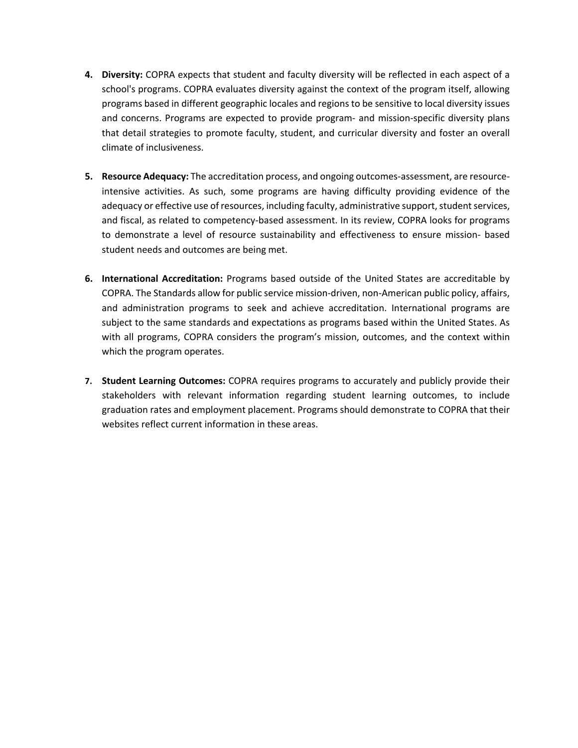4. **Diversity:** COPRA expects that student and faculty diversity will be reflected in each aspect of a school's programs. COPRA evaluates diversity against the context of the program itself, allowing programs based in different geographic locales and regions to be sensitive to local diversity issues and concerns. Programs are expected to provide program- and mission-specific diversity plans that detail strategies to promote faculty, student, and curricular diversity and foster an overall climate of inclusiveness.

5. **Resource Adequacy:** The accreditation process, and ongoing outcomes-assessment, are resource-intensive activities. As such, some programs are having difficulty providing evidence of the adequacy or effective use of resources, including faculty, administrative support, student services, and fiscal, as related to competency-based assessment. In its review, COPRA looks for programs to demonstrate a level of resource sustainability and effectiveness to ensure mission- based student needs and outcomes are being met.

6. **International Accreditation:** Programs based outside of the United States are accreditable by COPRA. The Standards allow for public service mission-driven, non-American public policy, affairs, and administration programs to seek and achieve accreditation. International programs are subject to the same standards and expectations as programs based within the United States. As with all programs, COPRA considers the program's mission, outcomes, and the context within which the program operates.

7. **Student Learning Outcomes:** COPRA requires programs to accurately and publicly provide their stakeholders with relevant information regarding student learning outcomes, to include graduation rates and employment placement. Programs should demonstrate to COPRA that their websites reflect current information in these areas.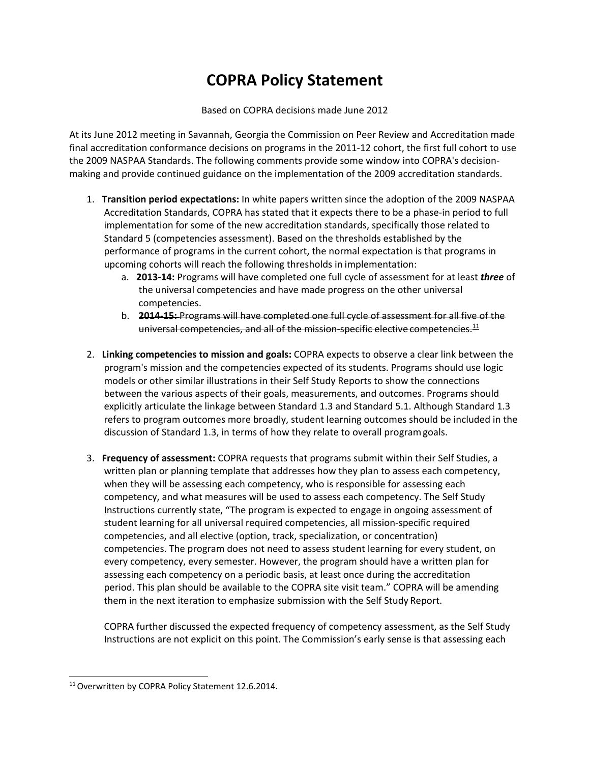# COPRA Policy Statement

Based on COPRA decisions made June 2012

At its June 2012 meeting in Savannah, Georgia the Commission on Peer Review and Accreditation made final accreditation conformance decisions on programs in the 2011-12 cohort, the first full cohort to use the 2009 NASPAA Standards. The following comments provide some window into COPRA's decision-making and provide continued guidance on the implementation of the 2009 accreditation standards.

1. **Transition period expectations:** In white papers written since the adoption of the 2009 NASPAA Accreditation Standards, COPRA has stated that it expects there to be a phase-in period to full implementation for some of the new accreditation standards, specifically those related to Standard 5 (competencies assessment). Based on the thresholds established by the performance of programs in the current cohort, the normal expectation is that programs in upcoming cohorts will reach the following thresholds in implementation:
   a. **2013-14:** Programs will have completed one full cycle of assessment for at least ***three*** of the universal competencies and have made progress on the other universal competencies.
   b. ~~**2014-15:** Programs will have completed one full cycle of assessment for all five of the universal competencies, and all of the mission-specific elective competencies.~~[11]

2. **Linking competencies to mission and goals:** COPRA expects to observe a clear link between the program's mission and the competencies expected of its students. Programs should use logic models or other similar illustrations in their Self Study Reports to show the connections between the various aspects of their goals, measurements, and outcomes. Programs should explicitly articulate the linkage between Standard 1.3 and Standard 5.1. Although Standard 1.3 refers to program outcomes more broadly, student learning outcomes should be included in the discussion of Standard 1.3, in terms of how they relate to overall program goals.

3. **Frequency of assessment:** COPRA requests that programs submit within their Self Studies, a written plan or planning template that addresses how they plan to assess each competency, when they will be assessing each competency, who is responsible for assessing each competency, and what measures will be used to assess each competency. The Self Study Instructions currently state, "The program is expected to engage in ongoing assessment of student learning for all universal required competencies, all mission-specific required competencies, and all elective (option, track, specialization, or concentration) competencies. The program does not need to assess student learning for every student, on every competency, every semester. However, the program should have a written plan for assessing each competency on a periodic basis, at least once during the accreditation period. This plan should be available to the COPRA site visit team." COPRA will be amending them in the next iteration to emphasize submission with the Self Study Report.

   COPRA further discussed the expected frequency of competency assessment, as the Self Study Instructions are not explicit on this point. The Commission's early sense is that assessing each

[11] Overwritten by COPRA Policy Statement 12.6.2014.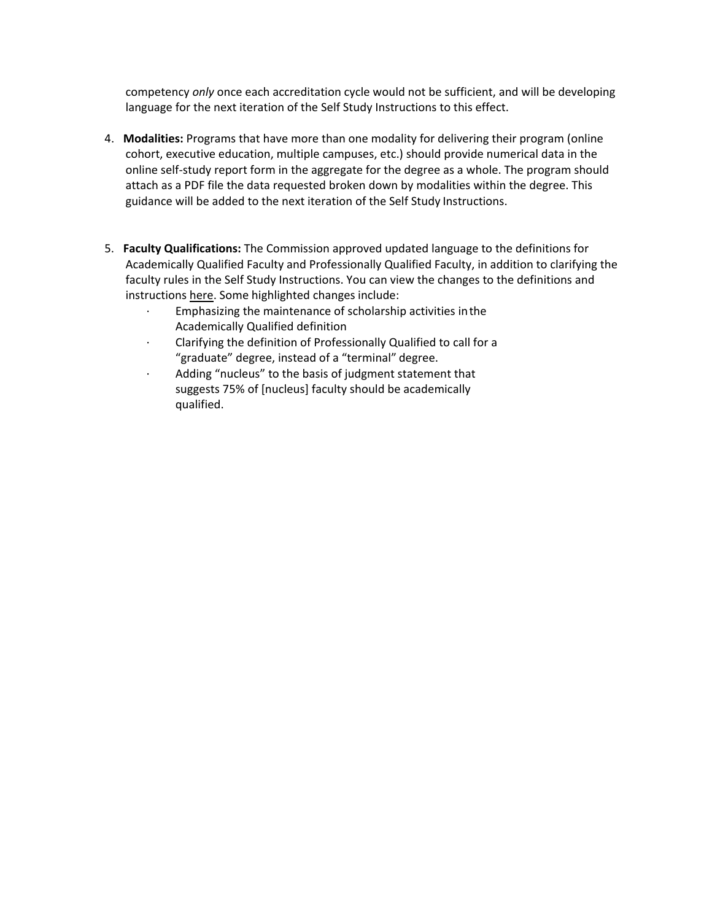competency *only* once each accreditation cycle would not be sufficient, and will be developing language for the next iteration of the Self Study Instructions to this effect.

4. **Modalities:** Programs that have more than one modality for delivering their program (online cohort, executive education, multiple campuses, etc.) should provide numerical data in the online self-study report form in the aggregate for the degree as a whole. The program should attach as a PDF file the data requested broken down by modalities within the degree. This guidance will be added to the next iteration of the Self Study Instructions.

5. **Faculty Qualifications:** The Commission approved updated language to the definitions for Academically Qualified Faculty and Professionally Qualified Faculty, in addition to clarifying the faculty rules in the Self Study Instructions. You can view the changes to the definitions and instructions here. Some highlighted changes include:
   - Emphasizing the maintenance of scholarship activities in the Academically Qualified definition
   - Clarifying the definition of Professionally Qualified to call for a "graduate" degree, instead of a "terminal" degree.
   - Adding "nucleus" to the basis of judgment statement that suggests 75% of [nucleus] faculty should be academically qualified.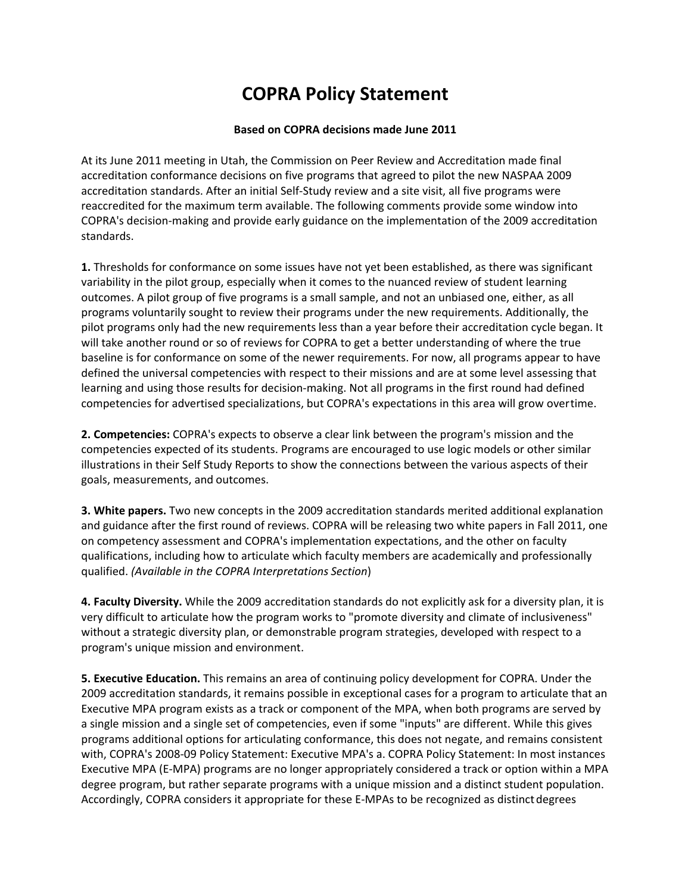# COPRA Policy Statement

**Based on COPRA decisions made June 2011**

At its June 2011 meeting in Utah, the Commission on Peer Review and Accreditation made final accreditation conformance decisions on five programs that agreed to pilot the new NASPAA 2009 accreditation standards. After an initial Self-Study review and a site visit, all five programs were reaccredited for the maximum term available. The following comments provide some window into COPRA's decision-making and provide early guidance on the implementation of the 2009 accreditation standards.

**1.** Thresholds for conformance on some issues have not yet been established, as there was significant variability in the pilot group, especially when it comes to the nuanced review of student learning outcomes. A pilot group of five programs is a small sample, and not an unbiased one, either, as all programs voluntarily sought to review their programs under the new requirements. Additionally, the pilot programs only had the new requirements less than a year before their accreditation cycle began. It will take another round or so of reviews for COPRA to get a better understanding of where the true baseline is for conformance on some of the newer requirements. For now, all programs appear to have defined the universal competencies with respect to their missions and are at some level assessing that learning and using those results for decision-making. Not all programs in the first round had defined competencies for advertised specializations, but COPRA's expectations in this area will grow overtime.

**2. Competencies:** COPRA's expects to observe a clear link between the program's mission and the competencies expected of its students. Programs are encouraged to use logic models or other similar illustrations in their Self Study Reports to show the connections between the various aspects of their goals, measurements, and outcomes.

**3. White papers.** Two new concepts in the 2009 accreditation standards merited additional explanation and guidance after the first round of reviews. COPRA will be releasing two white papers in Fall 2011, one on competency assessment and COPRA's implementation expectations, and the other on faculty qualifications, including how to articulate which faculty members are academically and professionally qualified. *(Available in the COPRA Interpretations Section*)

**4. Faculty Diversity.** While the 2009 accreditation standards do not explicitly ask for a diversity plan, it is very difficult to articulate how the program works to "promote diversity and climate of inclusiveness" without a strategic diversity plan, or demonstrable program strategies, developed with respect to a program's unique mission and environment.

**5. Executive Education.** This remains an area of continuing policy development for COPRA. Under the 2009 accreditation standards, it remains possible in exceptional cases for a program to articulate that an Executive MPA program exists as a track or component of the MPA, when both programs are served by a single mission and a single set of competencies, even if some "inputs" are different. While this gives programs additional options for articulating conformance, this does not negate, and remains consistent with, COPRA's 2008-09 Policy Statement: Executive MPA's a. COPRA Policy Statement: In most instances Executive MPA (E-MPA) programs are no longer appropriately considered a track or option within a MPA degree program, but rather separate programs with a unique mission and a distinct student population. Accordingly, COPRA considers it appropriate for these E-MPAs to be recognized as distinct degrees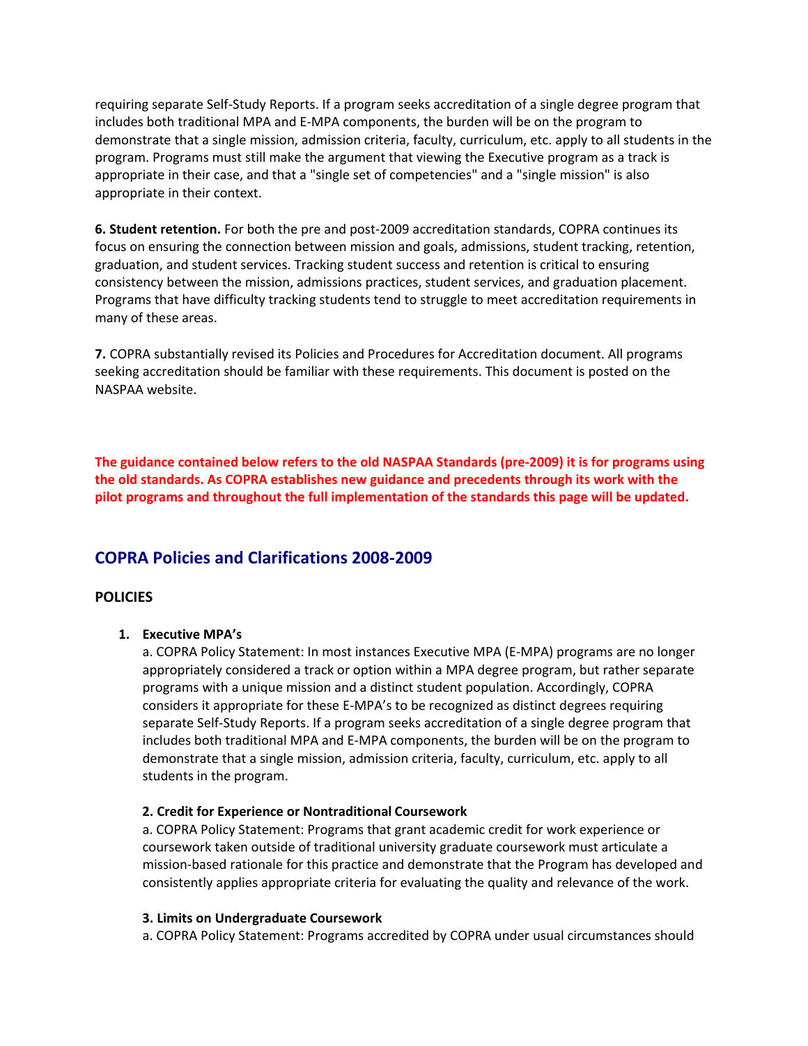requiring separate Self-Study Reports. If a program seeks accreditation of a single degree program that includes both traditional MPA and E-MPA components, the burden will be on the program to demonstrate that a single mission, admission criteria, faculty, curriculum, etc. apply to all students in the program. Programs must still make the argument that viewing the Executive program as a track is appropriate in their case, and that a "single set of competencies" and a "single mission" is also appropriate in their context.

**6. Student retention.** For both the pre and post-2009 accreditation standards, COPRA continues its focus on ensuring the connection between mission and goals, admissions, student tracking, retention, graduation, and student services. Tracking student success and retention is critical to ensuring consistency between the mission, admissions practices, student services, and graduation placement. Programs that have difficulty tracking students tend to struggle to meet accreditation requirements in many of these areas.

**7.** COPRA substantially revised its Policies and Procedures for Accreditation document. All programs seeking accreditation should be familiar with these requirements. This document is posted on the NASPAA website.

**The guidance contained below refers to the old NASPAA Standards (pre-2009) it is for programs using the old standards. As COPRA establishes new guidance and precedents through its work with the pilot programs and throughout the full implementation of the standards this page will be updated.**

## COPRA Policies and Clarifications 2008-2009

### POLICIES

1. **Executive MPA's**
   a. COPRA Policy Statement: In most instances Executive MPA (E-MPA) programs are no longer appropriately considered a track or option within a MPA degree program, but rather separate programs with a unique mission and a distinct student population. Accordingly, COPRA considers it appropriate for these E-MPA's to be recognized as distinct degrees requiring separate Self-Study Reports. If a program seeks accreditation of a single degree program that includes both traditional MPA and E-MPA components, the burden will be on the program to demonstrate that a single mission, admission criteria, faculty, curriculum, etc. apply to all students in the program.

   **2. Credit for Experience or Nontraditional Coursework**
   a. COPRA Policy Statement: Programs that grant academic credit for work experience or coursework taken outside of traditional university graduate coursework must articulate a mission-based rationale for this practice and demonstrate that the Program has developed and consistently applies appropriate criteria for evaluating the quality and relevance of the work.

   **3. Limits on Undergraduate Coursework**
   a. COPRA Policy Statement: Programs accredited by COPRA under usual circumstances should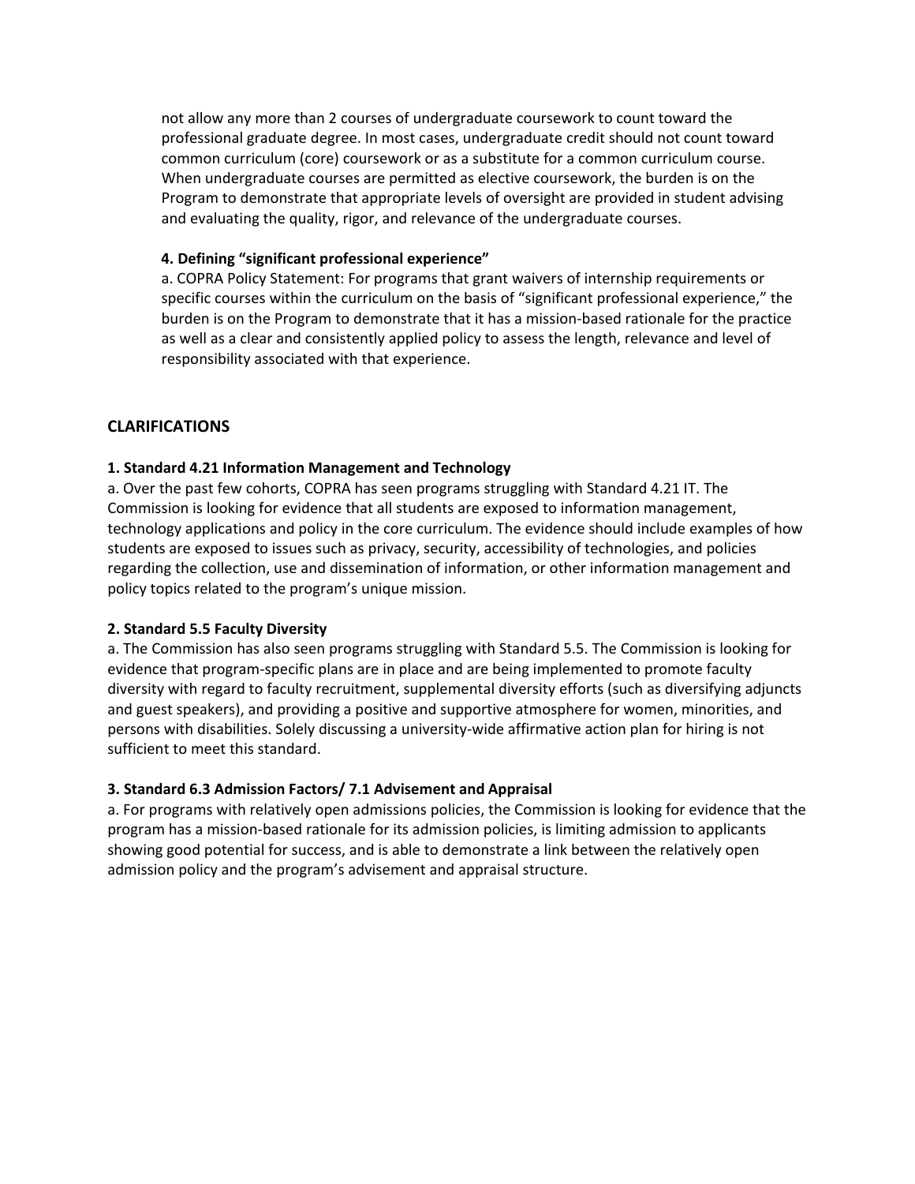not allow any more than 2 courses of undergraduate coursework to count toward the professional graduate degree. In most cases, undergraduate credit should not count toward common curriculum (core) coursework or as a substitute for a common curriculum course. When undergraduate courses are permitted as elective coursework, the burden is on the Program to demonstrate that appropriate levels of oversight are provided in student advising and evaluating the quality, rigor, and relevance of the undergraduate courses.

**4. Defining "significant professional experience"**

a. COPRA Policy Statement: For programs that grant waivers of internship requirements or specific courses within the curriculum on the basis of "significant professional experience," the burden is on the Program to demonstrate that it has a mission-based rationale for the practice as well as a clear and consistently applied policy to assess the length, relevance and level of responsibility associated with that experience.

## CLARIFICATIONS

**1. Standard 4.21 Information Management and Technology**

a. Over the past few cohorts, COPRA has seen programs struggling with Standard 4.21 IT. The Commission is looking for evidence that all students are exposed to information management, technology applications and policy in the core curriculum. The evidence should include examples of how students are exposed to issues such as privacy, security, accessibility of technologies, and policies regarding the collection, use and dissemination of information, or other information management and policy topics related to the program's unique mission.

**2. Standard 5.5 Faculty Diversity**

a. The Commission has also seen programs struggling with Standard 5.5. The Commission is looking for evidence that program-specific plans are in place and are being implemented to promote faculty diversity with regard to faculty recruitment, supplemental diversity efforts (such as diversifying adjuncts and guest speakers), and providing a positive and supportive atmosphere for women, minorities, and persons with disabilities. Solely discussing a university-wide affirmative action plan for hiring is not sufficient to meet this standard.

**3. Standard 6.3 Admission Factors/ 7.1 Advisement and Appraisal**

a. For programs with relatively open admissions policies, the Commission is looking for evidence that the program has a mission-based rationale for its admission policies, is limiting admission to applicants showing good potential for success, and is able to demonstrate a link between the relatively open admission policy and the program's advisement and appraisal structure.